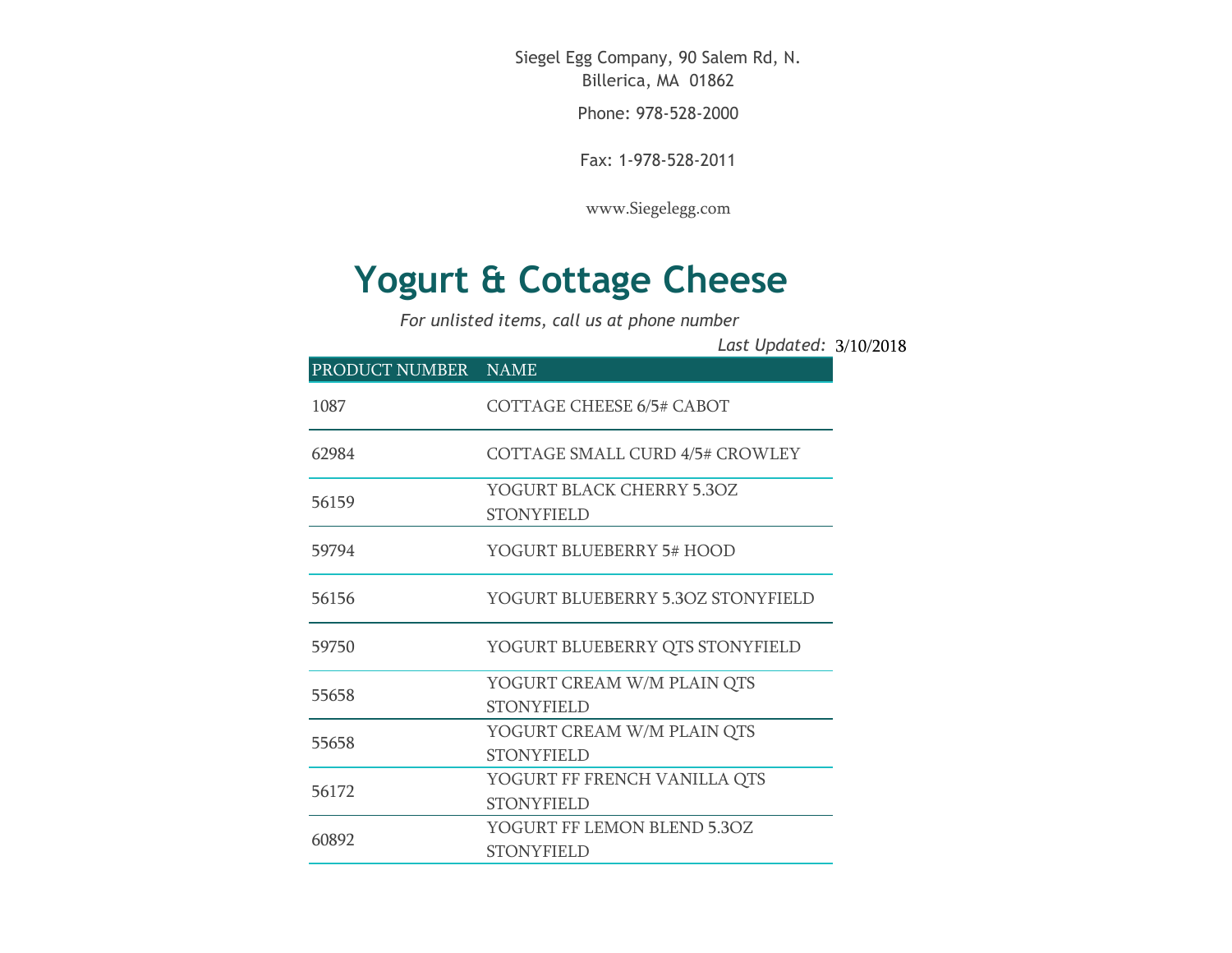Siegel Egg Company, 90 Salem Rd, N. Billerica, MA 01862

Phone: 978-528-2000

Fax: 1-978-528-2011

www.Siegelegg.com

# Yogurt & Cottage Cheese

*For unlisted items, call us at phone number*

*Last Updated:* 3/10/2018

| PRODUCT NUMBER | NAME |
|---|---|
| 1087 | COTTAGE CHEESE 6/5# CABOT |
| 62984 | COTTAGE SMALL CURD 4/5# CROWLEY |
| 56159 | YOGURT BLACK CHERRY 5.3OZ STONYFIELD |
| 59794 | YOGURT BLUEBERRY 5# HOOD |
| 56156 | YOGURT BLUEBERRY 5.3OZ STONYFIELD |
| 59750 | YOGURT BLUEBERRY QTS STONYFIELD |
| 55658 | YOGURT CREAM W/M PLAIN QTS STONYFIELD |
| 55658 | YOGURT CREAM W/M PLAIN QTS STONYFIELD |
| 56172 | YOGURT FF FRENCH VANILLA QTS STONYFIELD |
| 60892 | YOGURT FF LEMON BLEND 5.3OZ STONYFIELD |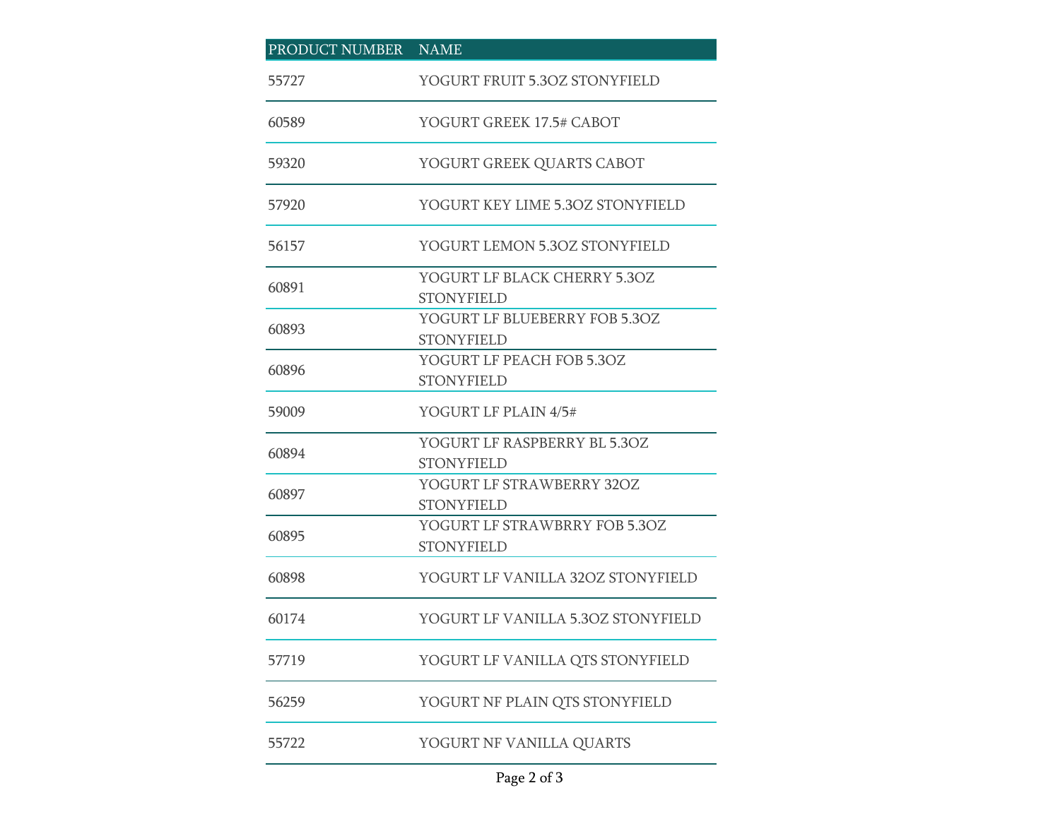| PRODUCT NUMBER | NAME |
| --- | --- |
| 55727 | YOGURT FRUIT 5.3OZ STONYFIELD |
| 60589 | YOGURT GREEK 17.5# CABOT |
| 59320 | YOGURT GREEK QUARTS CABOT |
| 57920 | YOGURT KEY LIME 5.3OZ STONYFIELD |
| 56157 | YOGURT LEMON 5.3OZ STONYFIELD |
| 60891 | YOGURT LF BLACK CHERRY 5.3OZ STONYFIELD |
| 60893 | YOGURT LF BLUEBERRY FOB 5.3OZ STONYFIELD |
| 60896 | YOGURT LF PEACH FOB 5.3OZ STONYFIELD |
| 59009 | YOGURT LF PLAIN 4/5# |
| 60894 | YOGURT LF RASPBERRY BL 5.3OZ STONYFIELD |
| 60897 | YOGURT LF STRAWBERRY 32OZ STONYFIELD |
| 60895 | YOGURT LF STRAWBRRY FOB 5.3OZ STONYFIELD |
| 60898 | YOGURT LF VANILLA 32OZ STONYFIELD |
| 60174 | YOGURT LF VANILLA 5.3OZ STONYFIELD |
| 57719 | YOGURT LF VANILLA QTS STONYFIELD |
| 56259 | YOGURT NF PLAIN QTS STONYFIELD |
| 55722 | YOGURT NF VANILLA QUARTS |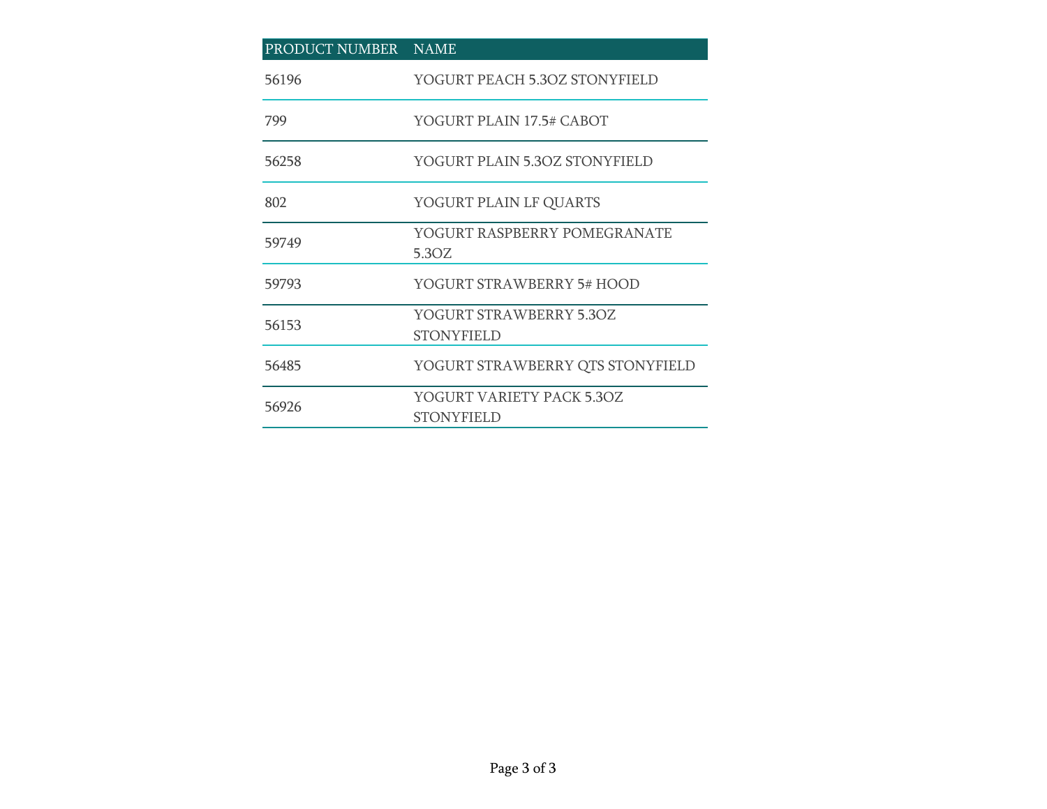| PRODUCT NUMBER | NAME |
| --- | --- |
| 56196 | YOGURT PEACH 5.3OZ STONYFIELD |
| 799 | YOGURT PLAIN 17.5# CABOT |
| 56258 | YOGURT PLAIN 5.3OZ STONYFIELD |
| 802 | YOGURT PLAIN LF QUARTS |
| 59749 | YOGURT RASPBERRY POMEGRANATE 5.3OZ |
| 59793 | YOGURT STRAWBERRY 5# HOOD |
| 56153 | YOGURT STRAWBERRY 5.3OZ STONYFIELD |
| 56485 | YOGURT STRAWBERRY QTS STONYFIELD |
| 56926 | YOGURT VARIETY PACK 5.3OZ STONYFIELD |